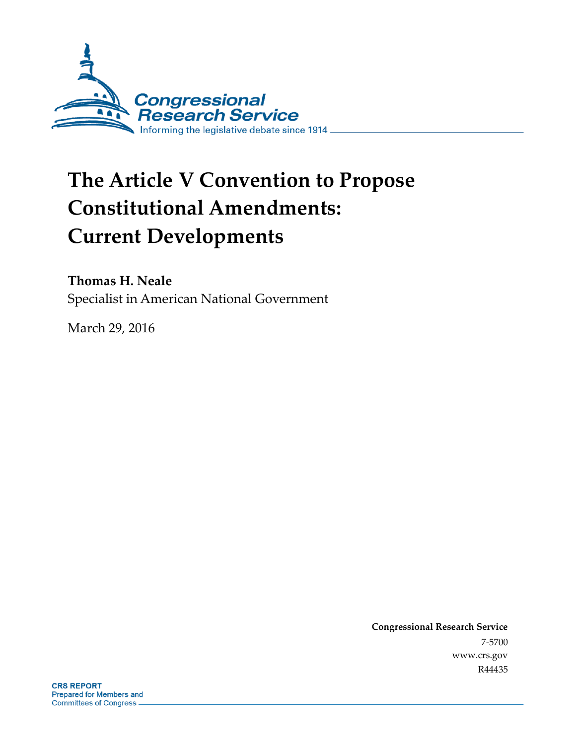Congressional Research Service

Informing the legislative debate since 1914

# The Article V Convention to Propose Constitutional Amendments: Current Developments

**Thomas H. Neale**

Specialist in American National Government

March 29, 2016

**Congressional Research Service**

7-5700

www.crs.gov

R44435

**CRS REPORT**

Prepared for Members and Committees of Congress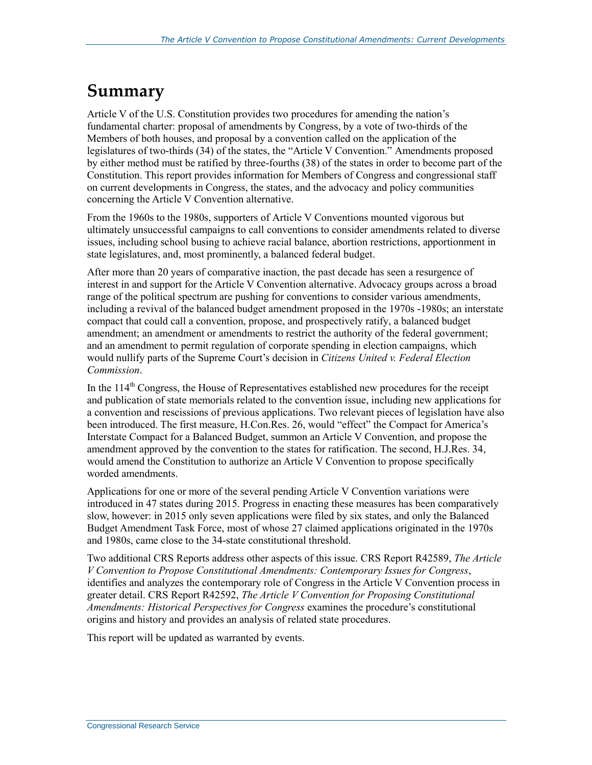# Summary

Article V of the U.S. Constitution provides two procedures for amending the nation's fundamental charter: proposal of amendments by Congress, by a vote of two-thirds of the Members of both houses, and proposal by a convention called on the application of the legislatures of two-thirds (34) of the states, the "Article V Convention." Amendments proposed by either method must be ratified by three-fourths (38) of the states in order to become part of the Constitution. This report provides information for Members of Congress and congressional staff on current developments in Congress, the states, and the advocacy and policy communities concerning the Article V Convention alternative.

From the 1960s to the 1980s, supporters of Article V Conventions mounted vigorous but ultimately unsuccessful campaigns to call conventions to consider amendments related to diverse issues, including school busing to achieve racial balance, abortion restrictions, apportionment in state legislatures, and, most prominently, a balanced federal budget.

After more than 20 years of comparative inaction, the past decade has seen a resurgence of interest in and support for the Article V Convention alternative. Advocacy groups across a broad range of the political spectrum are pushing for conventions to consider various amendments, including a revival of the balanced budget amendment proposed in the 1970s -1980s; an interstate compact that could call a convention, propose, and prospectively ratify, a balanced budget amendment; an amendment or amendments to restrict the authority of the federal government; and an amendment to permit regulation of corporate spending in election campaigns, which would nullify parts of the Supreme Court's decision in *Citizens United v. Federal Election Commission*.

In the 114th Congress, the House of Representatives established new procedures for the receipt and publication of state memorials related to the convention issue, including new applications for a convention and rescissions of previous applications. Two relevant pieces of legislation have also been introduced. The first measure, H.Con.Res. 26, would "effect" the Compact for America's Interstate Compact for a Balanced Budget, summon an Article V Convention, and propose the amendment approved by the convention to the states for ratification. The second, H.J.Res. 34, would amend the Constitution to authorize an Article V Convention to propose specifically worded amendments.

Applications for one or more of the several pending Article V Convention variations were introduced in 47 states during 2015. Progress in enacting these measures has been comparatively slow, however: in 2015 only seven applications were filed by six states, and only the Balanced Budget Amendment Task Force, most of whose 27 claimed applications originated in the 1970s and 1980s, came close to the 34-state constitutional threshold.

Two additional CRS Reports address other aspects of this issue. CRS Report R42589, *The Article V Convention to Propose Constitutional Amendments: Contemporary Issues for Congress*, identifies and analyzes the contemporary role of Congress in the Article V Convention process in greater detail. CRS Report R42592, *The Article V Convention for Proposing Constitutional Amendments: Historical Perspectives for Congress* examines the procedure's constitutional origins and history and provides an analysis of related state procedures.

This report will be updated as warranted by events.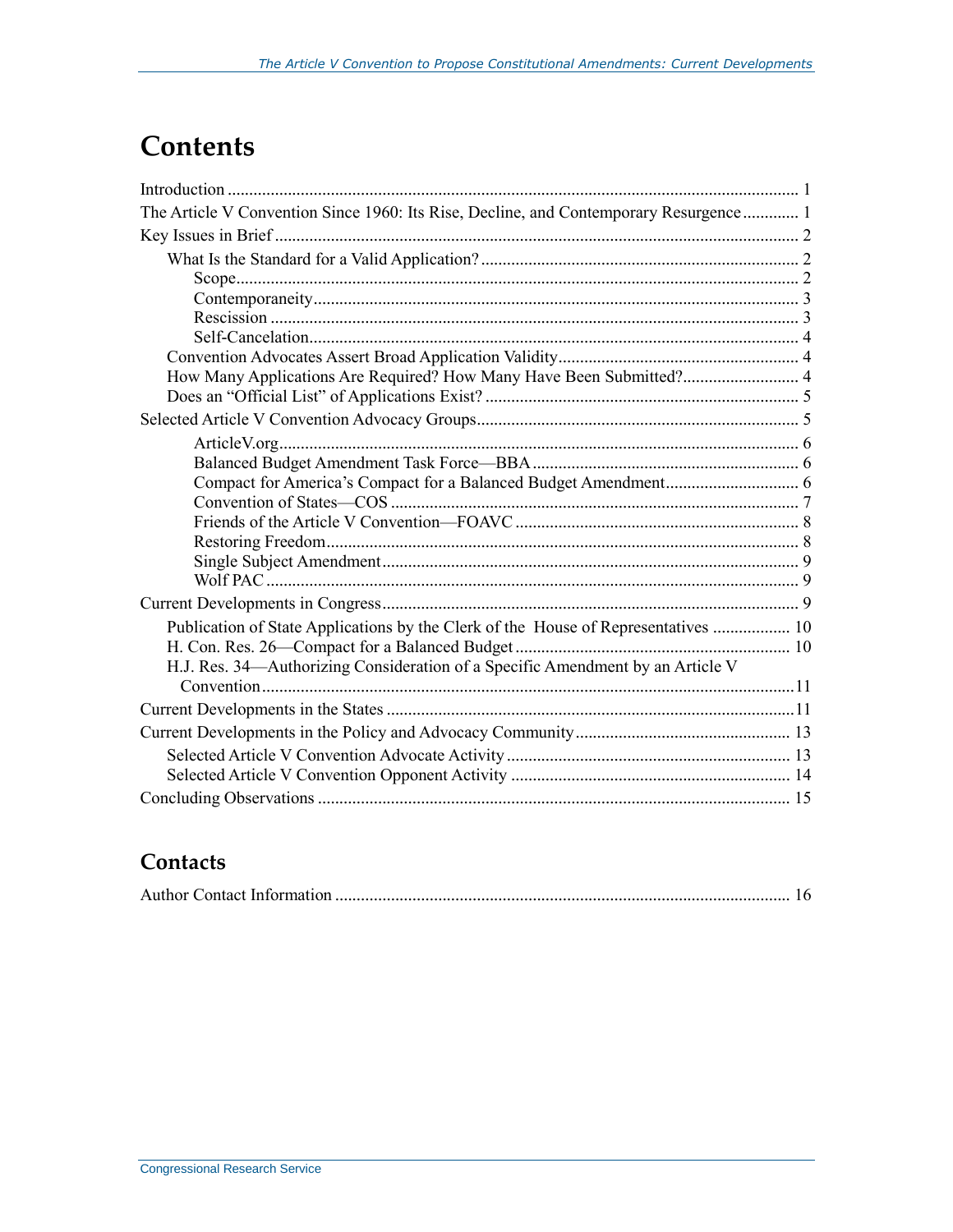# Contents

Introduction ... 1
The Article V Convention Since 1960: Its Rise, Decline, and Contemporary Resurgence ... 1
Key Issues in Brief ... 2
- What Is the Standard for a Valid Application? ... 2
  - Scope ... 2
  - Contemporaneity ... 3
  - Rescission ... 3
  - Self-Cancelation ... 4
- Convention Advocates Assert Broad Application Validity ... 4
- How Many Applications Are Required? How Many Have Been Submitted? ... 4
- Does an "Official List" of Applications Exist? ... 5

Selected Article V Convention Advocacy Groups ... 5
  - ArticleV.org ... 6
  - Balanced Budget Amendment Task Force—BBA ... 6
  - Compact for America's Compact for a Balanced Budget Amendment ... 6
  - Convention of States—COS ... 7
  - Friends of the Article V Convention—FOAVC ... 8
  - Restoring Freedom ... 8
  - Single Subject Amendment ... 9
  - Wolf PAC ... 9

Current Developments in Congress ... 9
- Publication of State Applications by the Clerk of the House of Representatives ... 10
- H. Con. Res. 26—Compact for a Balanced Budget ... 10
- H.J. Res. 34—Authorizing Consideration of a Specific Amendment by an Article V Convention ... 11

Current Developments in the States ... 11
Current Developments in the Policy and Advocacy Community ... 13
- Selected Article V Convention Advocate Activity ... 13
- Selected Article V Convention Opponent Activity ... 14

Concluding Observations ... 15

## Contacts

Author Contact Information ... 16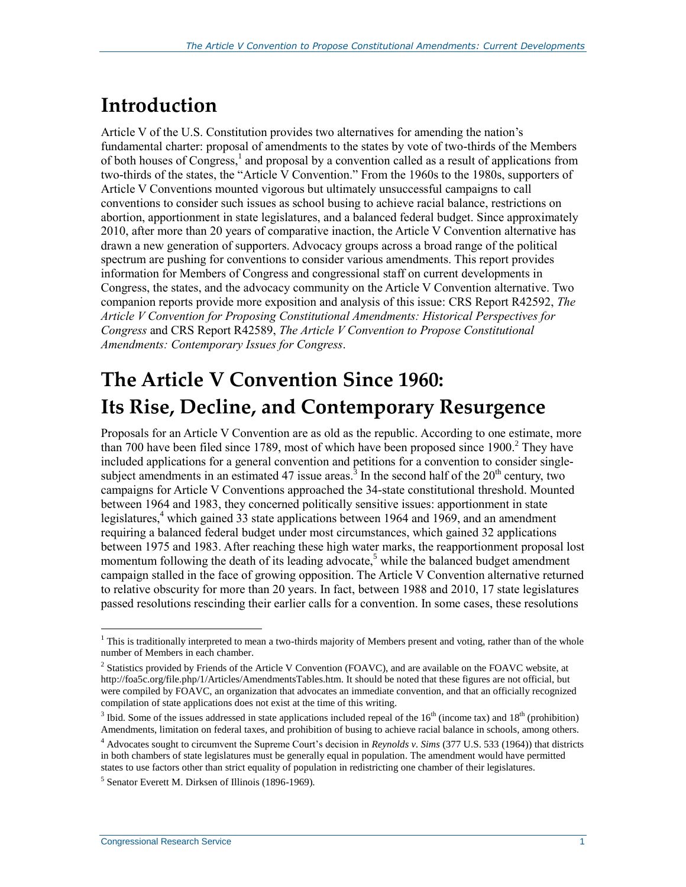# Introduction

Article V of the U.S. Constitution provides two alternatives for amending the nation's fundamental charter: proposal of amendments to the states by vote of two-thirds of the Members of both houses of Congress,[1] and proposal by a convention called as a result of applications from two-thirds of the states, the "Article V Convention." From the 1960s to the 1980s, supporters of Article V Conventions mounted vigorous but ultimately unsuccessful campaigns to call conventions to consider such issues as school busing to achieve racial balance, restrictions on abortion, apportionment in state legislatures, and a balanced federal budget. Since approximately 2010, after more than 20 years of comparative inaction, the Article V Convention alternative has drawn a new generation of supporters. Advocacy groups across a broad range of the political spectrum are pushing for conventions to consider various amendments. This report provides information for Members of Congress and congressional staff on current developments in Congress, the states, and the advocacy community on the Article V Convention alternative. Two companion reports provide more exposition and analysis of this issue: CRS Report R42592, *The Article V Convention for Proposing Constitutional Amendments: Historical Perspectives for Congress* and CRS Report R42589, *The Article V Convention to Propose Constitutional Amendments: Contemporary Issues for Congress*.

# The Article V Convention Since 1960: Its Rise, Decline, and Contemporary Resurgence

Proposals for an Article V Convention are as old as the republic. According to one estimate, more than 700 have been filed since 1789, most of which have been proposed since 1900.[2] They have included applications for a general convention and petitions for a convention to consider single-subject amendments in an estimated 47 issue areas.[3] In the second half of the 20th century, two campaigns for Article V Conventions approached the 34-state constitutional threshold. Mounted between 1964 and 1983, they concerned politically sensitive issues: apportionment in state legislatures,[4] which gained 33 state applications between 1964 and 1969, and an amendment requiring a balanced federal budget under most circumstances, which gained 32 applications between 1975 and 1983. After reaching these high water marks, the reapportionment proposal lost momentum following the death of its leading advocate,[5] while the balanced budget amendment campaign stalled in the face of growing opposition. The Article V Convention alternative returned to relative obscurity for more than 20 years. In fact, between 1988 and 2010, 17 state legislatures passed resolutions rescinding their earlier calls for a convention. In some cases, these resolutions

---

[1] This is traditionally interpreted to mean a two-thirds majority of Members present and voting, rather than of the whole number of Members in each chamber.

[2] Statistics provided by Friends of the Article V Convention (FOAVC), and are available on the FOAVC website, at http://foa5c.org/file.php/1/Articles/AmendmentsTables.htm. It should be noted that these figures are not official, but were compiled by FOAVC, an organization that advocates an immediate convention, and that an officially recognized compilation of state applications does not exist at the time of this writing.

[3] Ibid. Some of the issues addressed in state applications included repeal of the 16th (income tax) and 18th (prohibition) Amendments, limitation on federal taxes, and prohibition of busing to achieve racial balance in schools, among others.

[4] Advocates sought to circumvent the Supreme Court's decision in *Reynolds v. Sims* (377 U.S. 533 (1964)) that districts in both chambers of state legislatures must be generally equal in population. The amendment would have permitted states to use factors other than strict equality of population in redistricting one chamber of their legislatures.

[5] Senator Everett M. Dirksen of Illinois (1896-1969).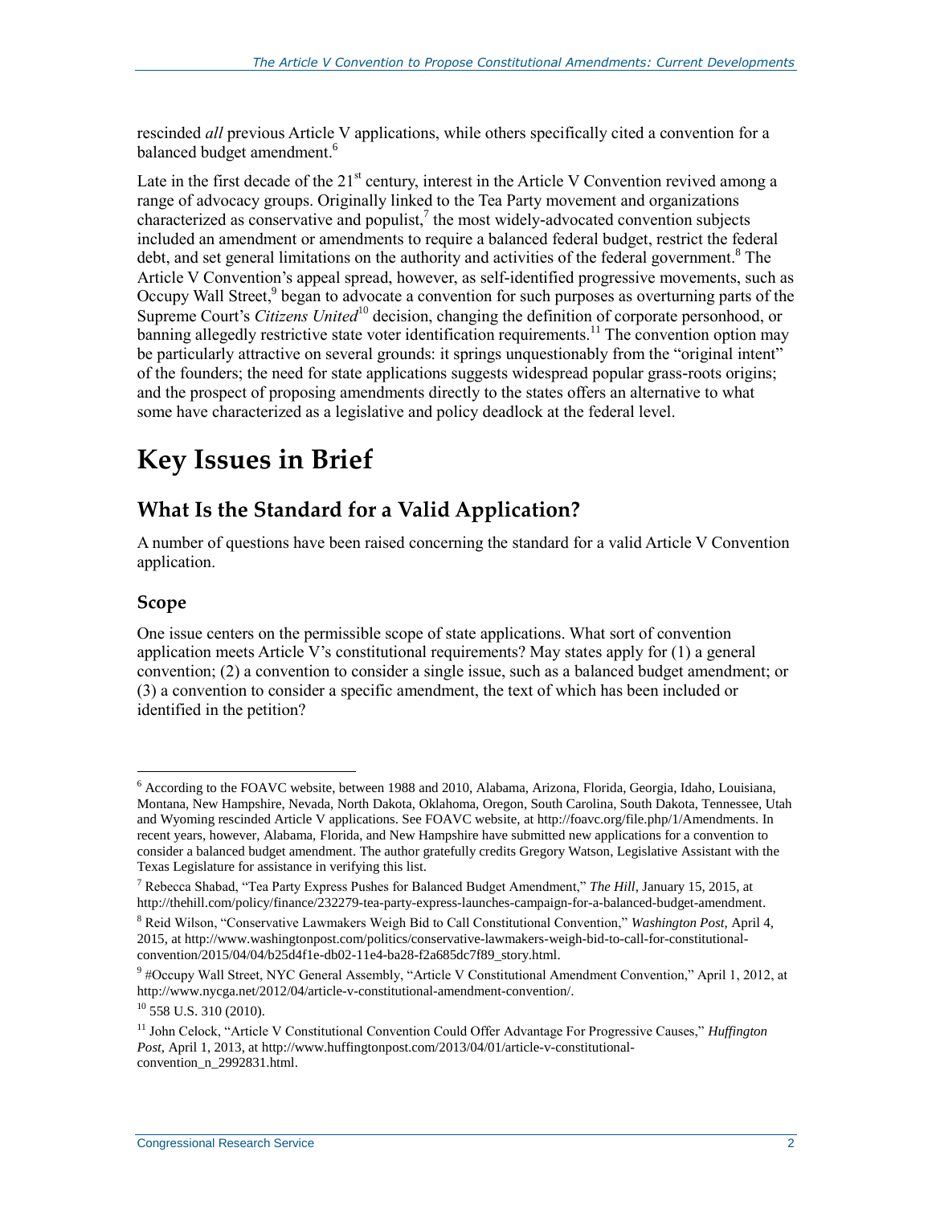rescinded *all* previous Article V applications, while others specifically cited a convention for a balanced budget amendment.[6]

Late in the first decade of the 21st century, interest in the Article V Convention revived among a range of advocacy groups. Originally linked to the Tea Party movement and organizations characterized as conservative and populist,[7] the most widely-advocated convention subjects included an amendment or amendments to require a balanced federal budget, restrict the federal debt, and set general limitations on the authority and activities of the federal government.[8] The Article V Convention's appeal spread, however, as self-identified progressive movements, such as Occupy Wall Street,[9] began to advocate a convention for such purposes as overturning parts of the Supreme Court's *Citizens United*[10] decision, changing the definition of corporate personhood, or banning allegedly restrictive state voter identification requirements.[11] The convention option may be particularly attractive on several grounds: it springs unquestionably from the "original intent" of the founders; the need for state applications suggests widespread popular grass-roots origins; and the prospect of proposing amendments directly to the states offers an alternative to what some have characterized as a legislative and policy deadlock at the federal level.

# Key Issues in Brief

## What Is the Standard for a Valid Application?

A number of questions have been raised concerning the standard for a valid Article V Convention application.

### Scope

One issue centers on the permissible scope of state applications. What sort of convention application meets Article V's constitutional requirements? May states apply for (1) a general convention; (2) a convention to consider a single issue, such as a balanced budget amendment; or (3) a convention to consider a specific amendment, the text of which has been included or identified in the petition?

---

[6] According to the FOAVC website, between 1988 and 2010, Alabama, Arizona, Florida, Georgia, Idaho, Louisiana, Montana, New Hampshire, Nevada, North Dakota, Oklahoma, Oregon, South Carolina, South Dakota, Tennessee, Utah and Wyoming rescinded Article V applications. See FOAVC website, at http://foavc.org/file.php/1/Amendments. In recent years, however, Alabama, Florida, and New Hampshire have submitted new applications for a convention to consider a balanced budget amendment. The author gratefully credits Gregory Watson, Legislative Assistant with the Texas Legislature for assistance in verifying this list.

[7] Rebecca Shabad, "Tea Party Express Pushes for Balanced Budget Amendment," *The Hill*, January 15, 2015, at http://thehill.com/policy/finance/232279-tea-party-express-launches-campaign-for-a-balanced-budget-amendment.

[8] Reid Wilson, "Conservative Lawmakers Weigh Bid to Call Constitutional Convention," *Washington Post*, April 4, 2015, at http://www.washingtonpost.com/politics/conservative-lawmakers-weigh-bid-to-call-for-constitutional-convention/2015/04/04/b25d4f1e-db02-11e4-ba28-f2a685dc7f89_story.html.

[9] #Occupy Wall Street, NYC General Assembly, "Article V Constitutional Amendment Convention," April 1, 2012, at http://www.nycga.net/2012/04/article-v-constitutional-amendment-convention/.

[10] 558 U.S. 310 (2010).

[11] John Celock, "Article V Constitutional Convention Could Offer Advantage For Progressive Causes," *Huffington Post*, April 1, 2013, at http://www.huffingtonpost.com/2013/04/01/article-v-constitutional-convention_n_2992831.html.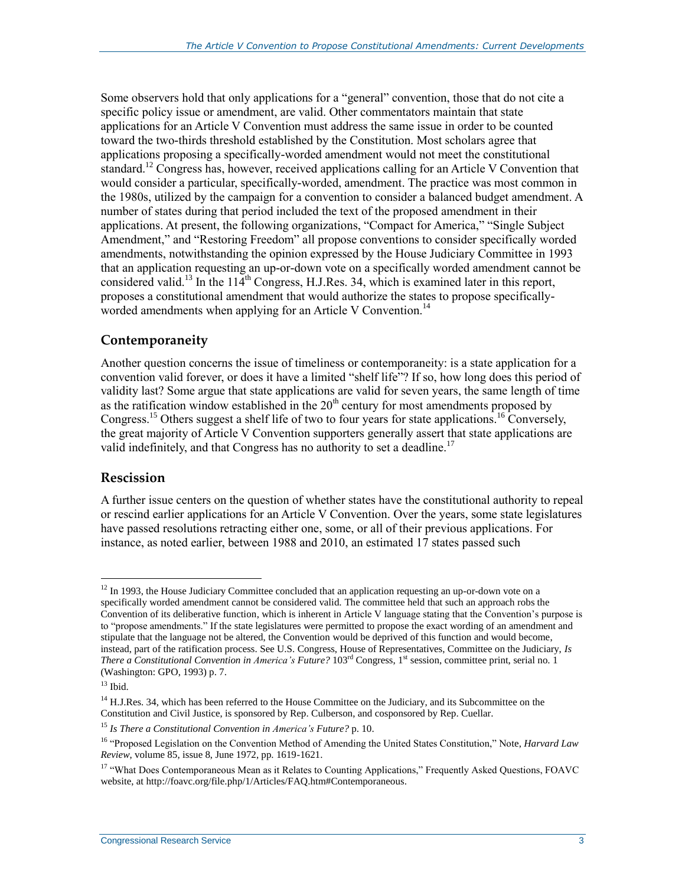Some observers hold that only applications for a "general" convention, those that do not cite a specific policy issue or amendment, are valid. Other commentators maintain that state applications for an Article V Convention must address the same issue in order to be counted toward the two-thirds threshold established by the Constitution. Most scholars agree that applications proposing a specifically-worded amendment would not meet the constitutional standard.[12] Congress has, however, received applications calling for an Article V Convention that would consider a particular, specifically-worded, amendment. The practice was most common in the 1980s, utilized by the campaign for a convention to consider a balanced budget amendment. A number of states during that period included the text of the proposed amendment in their applications. At present, the following organizations, "Compact for America," "Single Subject Amendment," and "Restoring Freedom" all propose conventions to consider specifically worded amendments, notwithstanding the opinion expressed by the House Judiciary Committee in 1993 that an application requesting an up-or-down vote on a specifically worded amendment cannot be considered valid.[13] In the 114th Congress, H.J.Res. 34, which is examined later in this report, proposes a constitutional amendment that would authorize the states to propose specifically-worded amendments when applying for an Article V Convention.[14]

## Contemporaneity

Another question concerns the issue of timeliness or contemporaneity: is a state application for a convention valid forever, or does it have a limited "shelf life"? If so, how long does this period of validity last? Some argue that state applications are valid for seven years, the same length of time as the ratification window established in the 20th century for most amendments proposed by Congress.[15] Others suggest a shelf life of two to four years for state applications.[16] Conversely, the great majority of Article V Convention supporters generally assert that state applications are valid indefinitely, and that Congress has no authority to set a deadline.[17]

## Rescission

A further issue centers on the question of whether states have the constitutional authority to repeal or rescind earlier applications for an Article V Convention. Over the years, some state legislatures have passed resolutions retracting either one, some, or all of their previous applications. For instance, as noted earlier, between 1988 and 2010, an estimated 17 states passed such

---

[12] In 1993, the House Judiciary Committee concluded that an application requesting an up-or-down vote on a specifically worded amendment cannot be considered valid. The committee held that such an approach robs the Convention of its deliberative function, which is inherent in Article V language stating that the Convention's purpose is to "propose amendments." If the state legislatures were permitted to propose the exact wording of an amendment and stipulate that the language not be altered, the Convention would be deprived of this function and would become, instead, part of the ratification process. See U.S. Congress, House of Representatives, Committee on the Judiciary, *Is There a Constitutional Convention in America's Future?* 103rd Congress, 1st session, committee print, serial no. 1 (Washington: GPO, 1993) p. 7.

[13] Ibid.

[14] H.J.Res. 34, which has been referred to the House Committee on the Judiciary, and its Subcommittee on the Constitution and Civil Justice, is sponsored by Rep. Culberson, and cosponsored by Rep. Cuellar.

[15] *Is There a Constitutional Convention in America's Future?* p. 10.

[16] "Proposed Legislation on the Convention Method of Amending the United States Constitution," Note, *Harvard Law Review*, volume 85, issue 8, June 1972, pp. 1619-1621.

[17] "What Does Contemporaneous Mean as it Relates to Counting Applications," Frequently Asked Questions, FOAVC website, at http://foavc.org/file.php/1/Articles/FAQ.htm#Contemporaneous.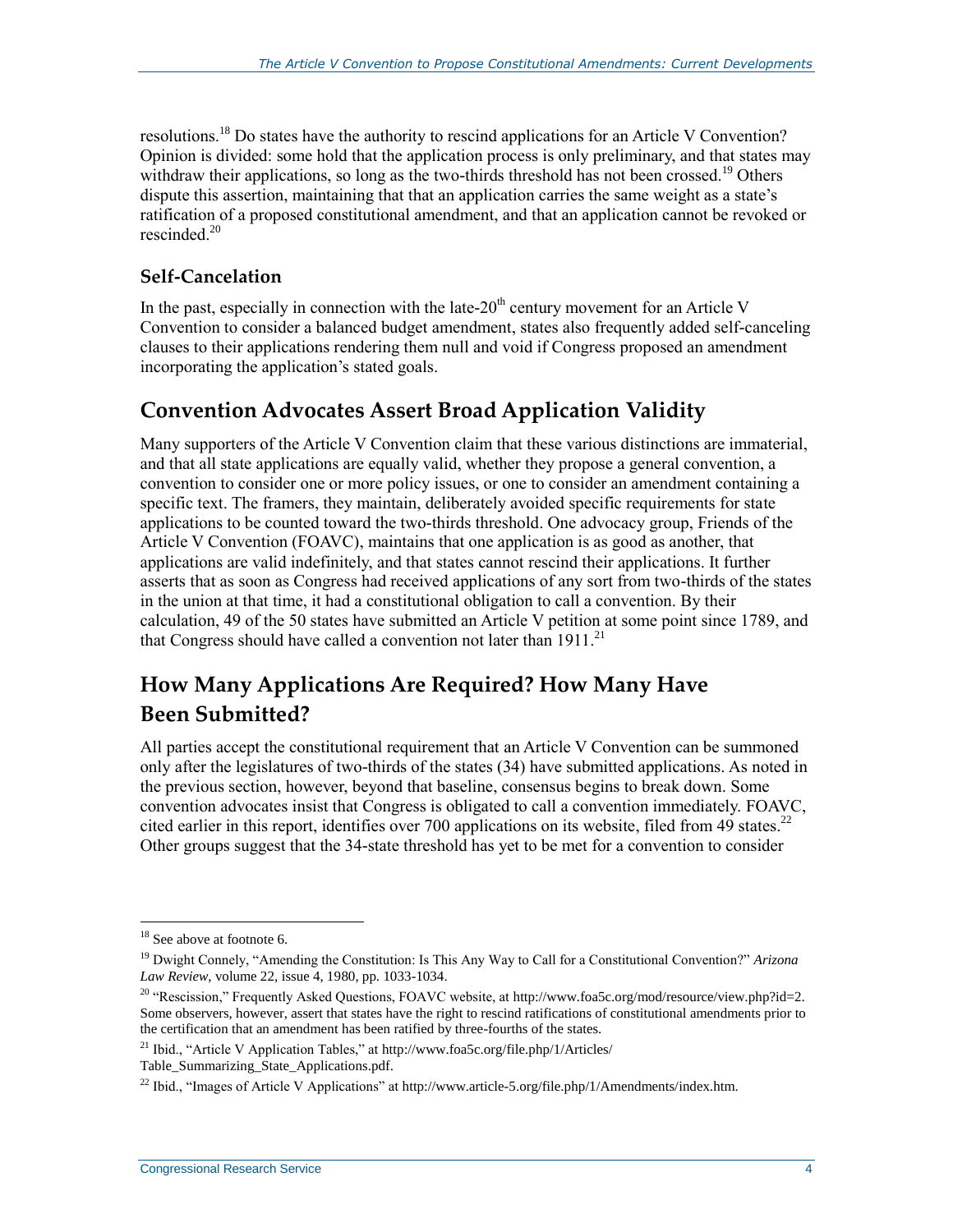resolutions.[18] Do states have the authority to rescind applications for an Article V Convention? Opinion is divided: some hold that the application process is only preliminary, and that states may withdraw their applications, so long as the two-thirds threshold has not been crossed.[19] Others dispute this assertion, maintaining that that an application carries the same weight as a state's ratification of a proposed constitutional amendment, and that an application cannot be revoked or rescinded.[20]

### Self-Cancelation

In the past, especially in connection with the late-20th century movement for an Article V Convention to consider a balanced budget amendment, states also frequently added self-canceling clauses to their applications rendering them null and void if Congress proposed an amendment incorporating the application's stated goals.

## Convention Advocates Assert Broad Application Validity

Many supporters of the Article V Convention claim that these various distinctions are immaterial, and that all state applications are equally valid, whether they propose a general convention, a convention to consider one or more policy issues, or one to consider an amendment containing a specific text. The framers, they maintain, deliberately avoided specific requirements for state applications to be counted toward the two-thirds threshold. One advocacy group, Friends of the Article V Convention (FOAVC), maintains that one application is as good as another, that applications are valid indefinitely, and that states cannot rescind their applications. It further asserts that as soon as Congress had received applications of any sort from two-thirds of the states in the union at that time, it had a constitutional obligation to call a convention. By their calculation, 49 of the 50 states have submitted an Article V petition at some point since 1789, and that Congress should have called a convention not later than 1911.[21]

## How Many Applications Are Required? How Many Have Been Submitted?

All parties accept the constitutional requirement that an Article V Convention can be summoned only after the legislatures of two-thirds of the states (34) have submitted applications. As noted in the previous section, however, beyond that baseline, consensus begins to break down. Some convention advocates insist that Congress is obligated to call a convention immediately. FOAVC, cited earlier in this report, identifies over 700 applications on its website, filed from 49 states.[22] Other groups suggest that the 34-state threshold has yet to be met for a convention to consider

---

[18] See above at footnote 6.

[19] Dwight Connely, "Amending the Constitution: Is This Any Way to Call for a Constitutional Convention?" *Arizona Law Review*, volume 22, issue 4, 1980, pp. 1033-1034.

[20] "Rescission," Frequently Asked Questions, FOAVC website, at http://www.foa5c.org/mod/resource/view.php?id=2. Some observers, however, assert that states have the right to rescind ratifications of constitutional amendments prior to the certification that an amendment has been ratified by three-fourths of the states.

[21] Ibid., "Article V Application Tables," at http://www.foa5c.org/file.php/1/Articles/Table_Summarizing_State_Applications.pdf.

[22] Ibid., "Images of Article V Applications" at http://www.article-5.org/file.php/1/Amendments/index.htm.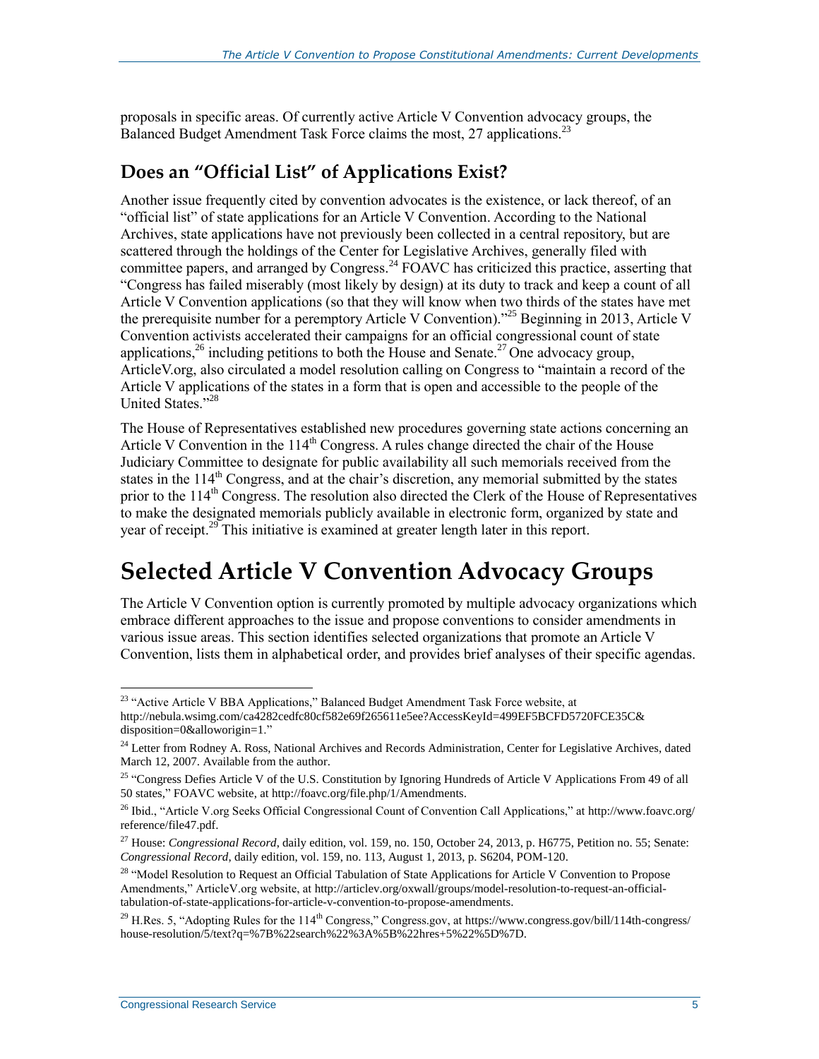proposals in specific areas. Of currently active Article V Convention advocacy groups, the Balanced Budget Amendment Task Force claims the most, 27 applications.[23]

## Does an "Official List" of Applications Exist?

Another issue frequently cited by convention advocates is the existence, or lack thereof, of an "official list" of state applications for an Article V Convention. According to the National Archives, state applications have not previously been collected in a central repository, but are scattered through the holdings of the Center for Legislative Archives, generally filed with committee papers, and arranged by Congress.[24] FOAVC has criticized this practice, asserting that "Congress has failed miserably (most likely by design) at its duty to track and keep a count of all Article V Convention applications (so that they will know when two thirds of the states have met the prerequisite number for a peremptory Article V Convention)."[25] Beginning in 2013, Article V Convention activists accelerated their campaigns for an official congressional count of state applications,[26] including petitions to both the House and Senate.[27] One advocacy group, ArticleV.org, also circulated a model resolution calling on Congress to "maintain a record of the Article V applications of the states in a form that is open and accessible to the people of the United States."[28]

The House of Representatives established new procedures governing state actions concerning an Article V Convention in the 114th Congress. A rules change directed the chair of the House Judiciary Committee to designate for public availability all such memorials received from the states in the 114th Congress, and at the chair's discretion, any memorial submitted by the states prior to the 114th Congress. The resolution also directed the Clerk of the House of Representatives to make the designated memorials publicly available in electronic form, organized by state and year of receipt.[29] This initiative is examined at greater length later in this report.

# Selected Article V Convention Advocacy Groups

The Article V Convention option is currently promoted by multiple advocacy organizations which embrace different approaches to the issue and propose conventions to consider amendments in various issue areas. This section identifies selected organizations that promote an Article V Convention, lists them in alphabetical order, and provides brief analyses of their specific agendas.

---

[23] "Active Article V BBA Applications," Balanced Budget Amendment Task Force website, at http://nebula.wsimg.com/ca4282cedfc80cf582e69f265611e5ee?AccessKeyId=499EF5BCFD5720FCE35C&disposition=0&alloworigin=1."

[24] Letter from Rodney A. Ross, National Archives and Records Administration, Center for Legislative Archives, dated March 12, 2007. Available from the author.

[25] "Congress Defies Article V of the U.S. Constitution by Ignoring Hundreds of Article V Applications From 49 of all 50 states," FOAVC website, at http://foavc.org/file.php/1/Amendments.

[26] Ibid., "Article V.org Seeks Official Congressional Count of Convention Call Applications," at http://www.foavc.org/reference/file47.pdf.

[27] House: *Congressional Record*, daily edition, vol. 159, no. 150, October 24, 2013, p. H6775, Petition no. 55; Senate: *Congressional Record*, daily edition, vol. 159, no. 113, August 1, 2013, p. S6204, POM-120.

[28] "Model Resolution to Request an Official Tabulation of State Applications for Article V Convention to Propose Amendments," ArticleV.org website, at http://articlev.org/oxwall/groups/model-resolution-to-request-an-official-tabulation-of-state-applications-for-article-v-convention-to-propose-amendments.

[29] H.Res. 5, "Adopting Rules for the 114th Congress," Congress.gov, at https://www.congress.gov/bill/114th-congress/house-resolution/5/text?q=%7B%22search%22%3A%5B%22hres+5%22%5D%7D.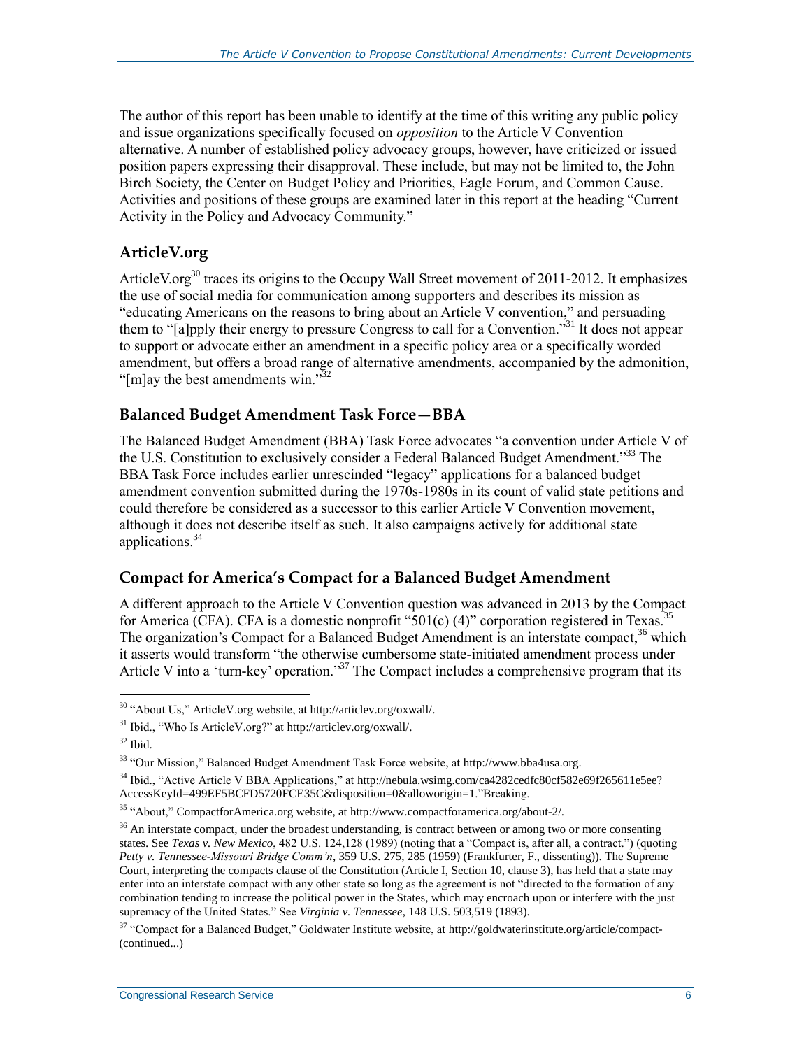The author of this report has been unable to identify at the time of this writing any public policy and issue organizations specifically focused on *opposition* to the Article V Convention alternative. A number of established policy advocacy groups, however, have criticized or issued position papers expressing their disapproval. These include, but may not be limited to, the John Birch Society, the Center on Budget Policy and Priorities, Eagle Forum, and Common Cause. Activities and positions of these groups are examined later in this report at the heading "Current Activity in the Policy and Advocacy Community."

### ArticleV.org

ArticleV.org[30] traces its origins to the Occupy Wall Street movement of 2011-2012. It emphasizes the use of social media for communication among supporters and describes its mission as "educating Americans on the reasons to bring about an Article V convention," and persuading them to "[a]pply their energy to pressure Congress to call for a Convention."[31] It does not appear to support or advocate either an amendment in a specific policy area or a specifically worded amendment, but offers a broad range of alternative amendments, accompanied by the admonition, "[m]ay the best amendments win."[32]

### Balanced Budget Amendment Task Force—BBA

The Balanced Budget Amendment (BBA) Task Force advocates "a convention under Article V of the U.S. Constitution to exclusively consider a Federal Balanced Budget Amendment."[33] The BBA Task Force includes earlier unrescinded "legacy" applications for a balanced budget amendment convention submitted during the 1970s-1980s in its count of valid state petitions and could therefore be considered as a successor to this earlier Article V Convention movement, although it does not describe itself as such. It also campaigns actively for additional state applications.[34]

### Compact for America's Compact for a Balanced Budget Amendment

A different approach to the Article V Convention question was advanced in 2013 by the Compact for America (CFA). CFA is a domestic nonprofit "501(c) (4)" corporation registered in Texas.[35] The organization's Compact for a Balanced Budget Amendment is an interstate compact,[36] which it asserts would transform "the otherwise cumbersome state-initiated amendment process under Article V into a 'turn-key' operation."[37] The Compact includes a comprehensive program that its

---

[30] "About Us," ArticleV.org website, at http://articlev.org/oxwall/.

[31] Ibid., "Who Is ArticleV.org?" at http://articlev.org/oxwall/.

[32] Ibid.

[33] "Our Mission," Balanced Budget Amendment Task Force website, at http://www.bba4usa.org.

[34] Ibid., "Active Article V BBA Applications," at http://nebula.wsimg.com/ca4282cedfc80cf582e69f265611e5ee?AccessKeyId=499EF5BCFD5720FCE35C&disposition=0&alloworigin=1."Breaking.

[35] "About," CompactforAmerica.org website, at http://www.compactforamerica.org/about-2/.

[36] An interstate compact, under the broadest understanding, is contract between or among two or more consenting states. See *Texas v. New Mexico*, 482 U.S. 124,128 (1989) (noting that a "Compact is, after all, a contract.") (quoting *Petty v. Tennessee-Missouri Bridge Comm'n*, 359 U.S. 275, 285 (1959) (Frankfurter, F., dissenting)). The Supreme Court, interpreting the compacts clause of the Constitution (Article I, Section 10, clause 3), has held that a state may enter into an interstate compact with any other state so long as the agreement is not "directed to the formation of any combination tending to increase the political power in the States, which may encroach upon or interfere with the just supremacy of the United States." See *Virginia v. Tennessee*, 148 U.S. 503,519 (1893).

[37] "Compact for a Balanced Budget," Goldwater Institute website, at http://goldwaterinstitute.org/article/compact-(continued...)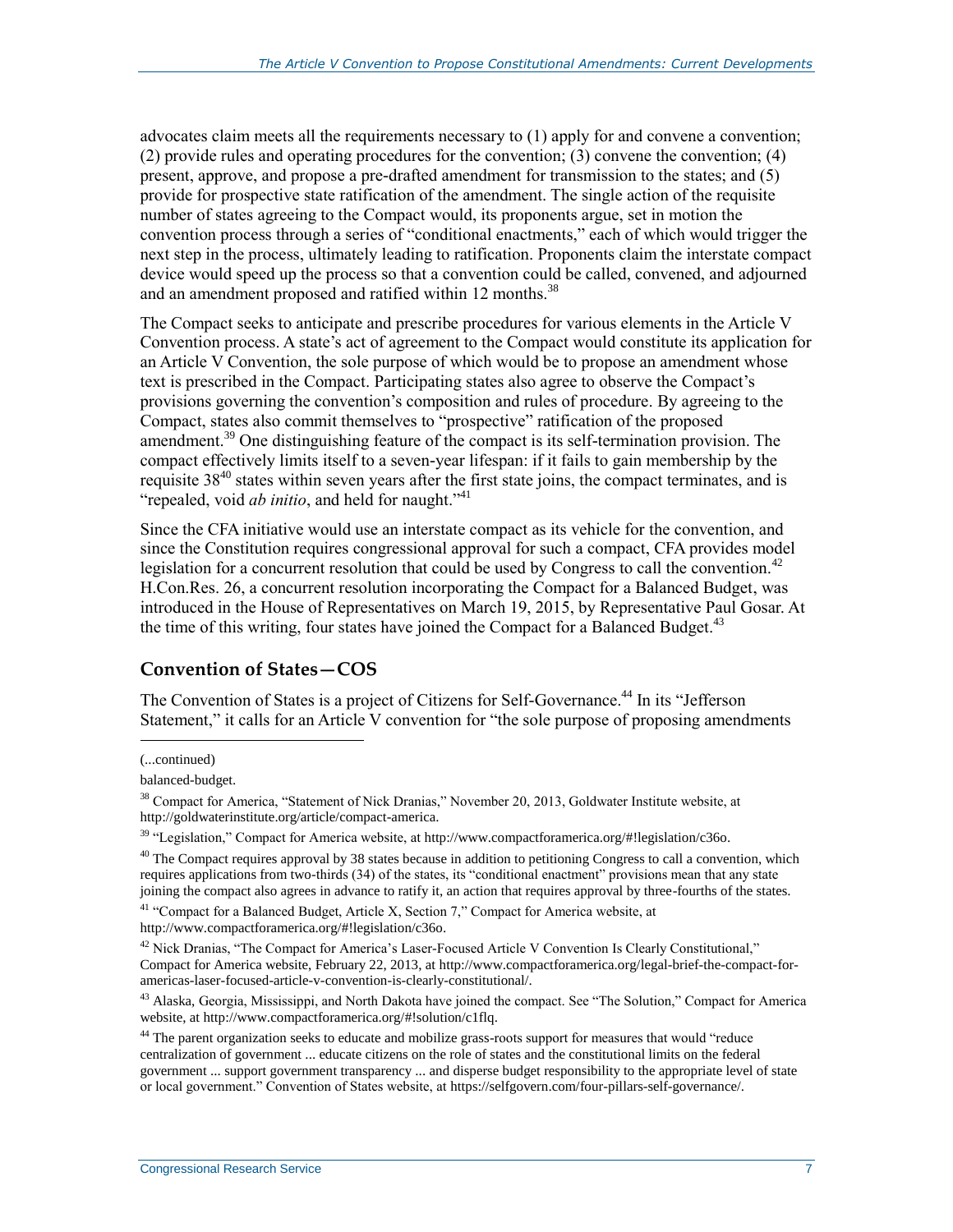advocates claim meets all the requirements necessary to (1) apply for and convene a convention; (2) provide rules and operating procedures for the convention; (3) convene the convention; (4) present, approve, and propose a pre-drafted amendment for transmission to the states; and (5) provide for prospective state ratification of the amendment. The single action of the requisite number of states agreeing to the Compact would, its proponents argue, set in motion the convention process through a series of "conditional enactments," each of which would trigger the next step in the process, ultimately leading to ratification. Proponents claim the interstate compact device would speed up the process so that a convention could be called, convened, and adjourned and an amendment proposed and ratified within 12 months.[38]

The Compact seeks to anticipate and prescribe procedures for various elements in the Article V Convention process. A state's act of agreement to the Compact would constitute its application for an Article V Convention, the sole purpose of which would be to propose an amendment whose text is prescribed in the Compact. Participating states also agree to observe the Compact's provisions governing the convention's composition and rules of procedure. By agreeing to the Compact, states also commit themselves to "prospective" ratification of the proposed amendment.[39] One distinguishing feature of the compact is its self-termination provision. The compact effectively limits itself to a seven-year lifespan: if it fails to gain membership by the requisite 38[40] states within seven years after the first state joins, the compact terminates, and is "repealed, void *ab initio*, and held for naught."[41]

Since the CFA initiative would use an interstate compact as its vehicle for the convention, and since the Constitution requires congressional approval for such a compact, CFA provides model legislation for a concurrent resolution that could be used by Congress to call the convention.[42] H.Con.Res. 26, a concurrent resolution incorporating the Compact for a Balanced Budget, was introduced in the House of Representatives on March 19, 2015, by Representative Paul Gosar. At the time of this writing, four states have joined the Compact for a Balanced Budget.[43]

## Convention of States—COS

The Convention of States is a project of Citizens for Self-Governance.[44] In its "Jefferson Statement," it calls for an Article V convention for "the sole purpose of proposing amendments

---

(...continued)

balanced-budget.

[38] Compact for America, "Statement of Nick Dranias," November 20, 2013, Goldwater Institute website, at http://goldwaterinstitute.org/article/compact-america.

[39] "Legislation," Compact for America website, at http://www.compactforamerica.org/#!legislation/c36o.

[40] The Compact requires approval by 38 states because in addition to petitioning Congress to call a convention, which requires applications from two-thirds (34) of the states, its "conditional enactment" provisions mean that any state joining the compact also agrees in advance to ratify it, an action that requires approval by three-fourths of the states.

[41] "Compact for a Balanced Budget, Article X, Section 7," Compact for America website, at http://www.compactforamerica.org/#!legislation/c36o.

[42] Nick Dranias, "The Compact for America's Laser-Focused Article V Convention Is Clearly Constitutional," Compact for America website, February 22, 2013, at http://www.compactforamerica.org/legal-brief-the-compact-for-americas-laser-focused-article-v-convention-is-clearly-constitutional/.

[43] Alaska, Georgia, Mississippi, and North Dakota have joined the compact. See "The Solution," Compact for America website, at http://www.compactforamerica.org/#!solution/c1flq.

[44] The parent organization seeks to educate and mobilize grass-roots support for measures that would "reduce centralization of government ... educate citizens on the role of states and the constitutional limits on the federal government ... support government transparency ... and disperse budget responsibility to the appropriate level of state or local government." Convention of States website, at https://selfgovern.com/four-pillars-self-governance/.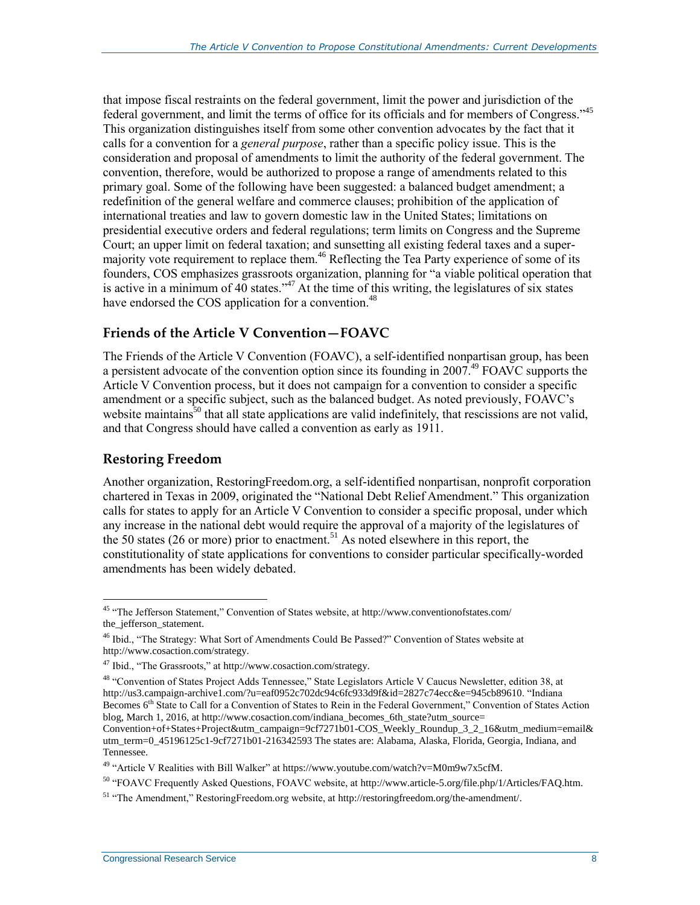that impose fiscal restraints on the federal government, limit the power and jurisdiction of the federal government, and limit the terms of office for its officials and for members of Congress."[45] This organization distinguishes itself from some other convention advocates by the fact that it calls for a convention for a *general purpose*, rather than a specific policy issue. This is the consideration and proposal of amendments to limit the authority of the federal government. The convention, therefore, would be authorized to propose a range of amendments related to this primary goal. Some of the following have been suggested: a balanced budget amendment; a redefinition of the general welfare and commerce clauses; prohibition of the application of international treaties and law to govern domestic law in the United States; limitations on presidential executive orders and federal regulations; term limits on Congress and the Supreme Court; an upper limit on federal taxation; and sunsetting all existing federal taxes and a super-majority vote requirement to replace them.[46] Reflecting the Tea Party experience of some of its founders, COS emphasizes grassroots organization, planning for "a viable political operation that is active in a minimum of 40 states."[47] At the time of this writing, the legislatures of six states have endorsed the COS application for a convention.[48]

### Friends of the Article V Convention—FOAVC

The Friends of the Article V Convention (FOAVC), a self-identified nonpartisan group, has been a persistent advocate of the convention option since its founding in 2007.[49] FOAVC supports the Article V Convention process, but it does not campaign for a convention to consider a specific amendment or a specific subject, such as the balanced budget. As noted previously, FOAVC's website maintains[50] that all state applications are valid indefinitely, that rescissions are not valid, and that Congress should have called a convention as early as 1911.

### Restoring Freedom

Another organization, RestoringFreedom.org, a self-identified nonpartisan, nonprofit corporation chartered in Texas in 2009, originated the "National Debt Relief Amendment." This organization calls for states to apply for an Article V Convention to consider a specific proposal, under which any increase in the national debt would require the approval of a majority of the legislatures of the 50 states (26 or more) prior to enactment.[51] As noted elsewhere in this report, the constitutionality of state applications for conventions to consider particular specifically-worded amendments has been widely debated.

---

[45] "The Jefferson Statement," Convention of States website, at http://www.conventionofstates.com/the_jefferson_statement.

[46] Ibid., "The Strategy: What Sort of Amendments Could Be Passed?" Convention of States website at http://www.cosaction.com/strategy.

[47] Ibid., "The Grassroots," at http://www.cosaction.com/strategy.

[48] "Convention of States Project Adds Tennessee," State Legislators Article V Caucus Newsletter, edition 38, at http://us3.campaign-archive1.com/?u=eaf0952c702dc94c6fc933d9f&id=2827c74ecc&e=945cb89610. "Indiana Becomes 6th State to Call for a Convention of States to Rein in the Federal Government," Convention of States Action blog, March 1, 2016, at http://www.cosaction.com/indiana_becomes_6th_state?utm_source=Convention+of+States+Project&utm_campaign=9cf7271b01-COS_Weekly_Roundup_3_2_16&utm_medium=email&utm_term=0_45196125c1-9cf7271b01-216342593 The states are: Alabama, Alaska, Florida, Georgia, Indiana, and Tennessee.

[49] "Article V Realities with Bill Walker" at https://www.youtube.com/watch?v=M0m9w7x5cfM.

[50] "FOAVC Frequently Asked Questions, FOAVC website, at http://www.article-5.org/file.php/1/Articles/FAQ.htm.

[51] "The Amendment," RestoringFreedom.org website, at http://restoringfreedom.org/the-amendment/.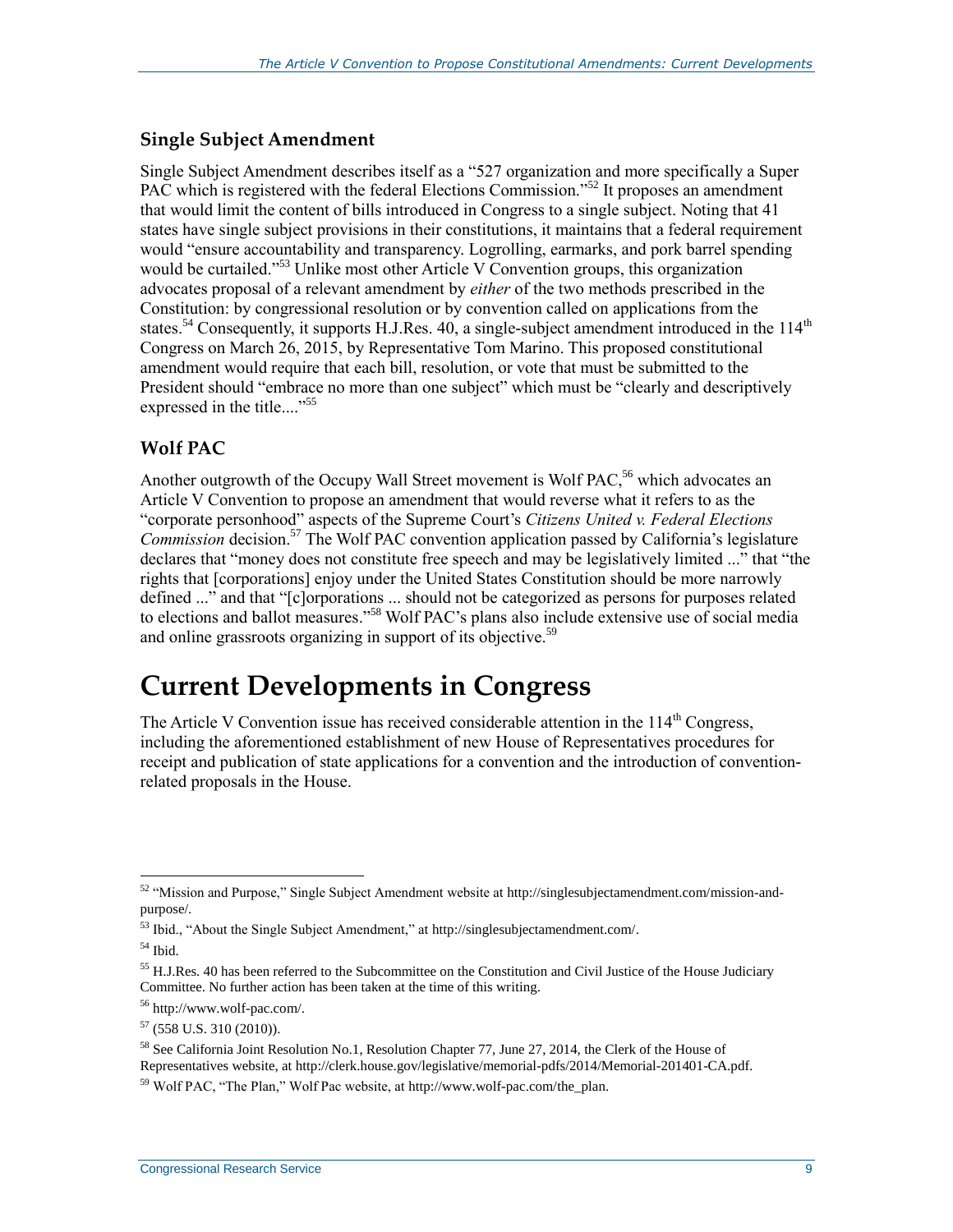### Single Subject Amendment

Single Subject Amendment describes itself as a "527 organization and more specifically a Super PAC which is registered with the federal Elections Commission."[52] It proposes an amendment that would limit the content of bills introduced in Congress to a single subject. Noting that 41 states have single subject provisions in their constitutions, it maintains that a federal requirement would "ensure accountability and transparency. Logrolling, earmarks, and pork barrel spending would be curtailed."[53] Unlike most other Article V Convention groups, this organization advocates proposal of a relevant amendment by *either* of the two methods prescribed in the Constitution: by congressional resolution or by convention called on applications from the states.[54] Consequently, it supports H.J.Res. 40, a single-subject amendment introduced in the 114th Congress on March 26, 2015, by Representative Tom Marino. This proposed constitutional amendment would require that each bill, resolution, or vote that must be submitted to the President should "embrace no more than one subject" which must be "clearly and descriptively expressed in the title...."[55]

### Wolf PAC

Another outgrowth of the Occupy Wall Street movement is Wolf PAC,[56] which advocates an Article V Convention to propose an amendment that would reverse what it refers to as the "corporate personhood" aspects of the Supreme Court's *Citizens United v. Federal Elections Commission* decision.[57] The Wolf PAC convention application passed by California's legislature declares that "money does not constitute free speech and may be legislatively limited ..." that "the rights that [corporations] enjoy under the United States Constitution should be more narrowly defined ..." and that "[c]orporations ... should not be categorized as persons for purposes related to elections and ballot measures."[58] Wolf PAC's plans also include extensive use of social media and online grassroots organizing in support of its objective.[59]

# Current Developments in Congress

The Article V Convention issue has received considerable attention in the 114th Congress, including the aforementioned establishment of new House of Representatives procedures for receipt and publication of state applications for a convention and the introduction of convention-related proposals in the House.

---

[52] "Mission and Purpose," Single Subject Amendment website at http://singlesubjectamendment.com/mission-and-purpose/.

[53] Ibid., "About the Single Subject Amendment," at http://singlesubjectamendment.com/.

[54] Ibid.

[55] H.J.Res. 40 has been referred to the Subcommittee on the Constitution and Civil Justice of the House Judiciary Committee. No further action has been taken at the time of this writing.

[56] http://www.wolf-pac.com/.

[57] (558 U.S. 310 (2010)).

[58] See California Joint Resolution No.1, Resolution Chapter 77, June 27, 2014, the Clerk of the House of Representatives website, at http://clerk.house.gov/legislative/memorial-pdfs/2014/Memorial-201401-CA.pdf.

[59] Wolf PAC, "The Plan," Wolf Pac website, at http://www.wolf-pac.com/the_plan.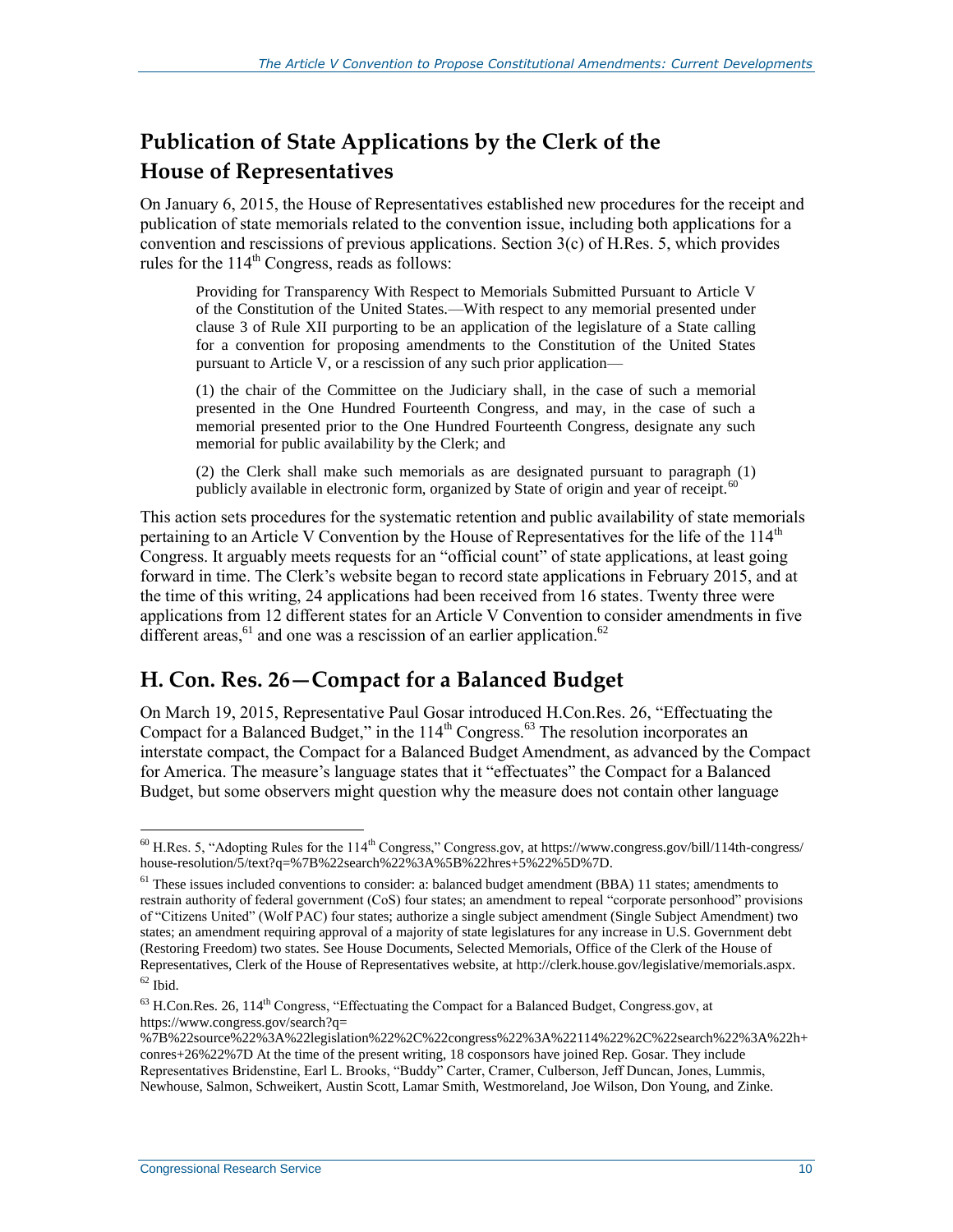## Publication of State Applications by the Clerk of the House of Representatives

On January 6, 2015, the House of Representatives established new procedures for the receipt and publication of state memorials related to the convention issue, including both applications for a convention and rescissions of previous applications. Section 3(c) of H.Res. 5, which provides rules for the 114th Congress, reads as follows:

> Providing for Transparency With Respect to Memorials Submitted Pursuant to Article V of the Constitution of the United States.—With respect to any memorial presented under clause 3 of Rule XII purporting to be an application of the legislature of a State calling for a convention for proposing amendments to the Constitution of the United States pursuant to Article V, or a rescission of any such prior application—
>
> (1) the chair of the Committee on the Judiciary shall, in the case of such a memorial presented in the One Hundred Fourteenth Congress, and may, in the case of such a memorial presented prior to the One Hundred Fourteenth Congress, designate any such memorial for public availability by the Clerk; and
>
> (2) the Clerk shall make such memorials as are designated pursuant to paragraph (1) publicly available in electronic form, organized by State of origin and year of receipt.[60]

This action sets procedures for the systematic retention and public availability of state memorials pertaining to an Article V Convention by the House of Representatives for the life of the 114th Congress. It arguably meets requests for an "official count" of state applications, at least going forward in time. The Clerk's website began to record state applications in February 2015, and at the time of this writing, 24 applications had been received from 16 states. Twenty three were applications from 12 different states for an Article V Convention to consider amendments in five different areas,[61] and one was a rescission of an earlier application.[62]

## H. Con. Res. 26—Compact for a Balanced Budget

On March 19, 2015, Representative Paul Gosar introduced H.Con.Res. 26, "Effectuating the Compact for a Balanced Budget," in the 114th Congress.[63] The resolution incorporates an interstate compact, the Compact for a Balanced Budget Amendment, as advanced by the Compact for America. The measure's language states that it "effectuates" the Compact for a Balanced Budget, but some observers might question why the measure does not contain other language

---

[60] H.Res. 5, "Adopting Rules for the 114th Congress," Congress.gov, at https://www.congress.gov/bill/114th-congress/house-resolution/5/text?q=%7B%22search%22%3A%5B%22hres+5%22%5D%7D.

[61] These issues included conventions to consider: a: balanced budget amendment (BBA) 11 states; amendments to restrain authority of federal government (CoS) four states; an amendment to repeal "corporate personhood" provisions of "Citizens United" (Wolf PAC) four states; authorize a single subject amendment (Single Subject Amendment) two states; an amendment requiring approval of a majority of state legislatures for any increase in U.S. Government debt (Restoring Freedom) two states. See House Documents, Selected Memorials, Office of the Clerk of the House of Representatives, Clerk of the House of Representatives website, at http://clerk.house.gov/legislative/memorials.aspx.

[62] Ibid.

[63] H.Con.Res. 26, 114th Congress, "Effectuating the Compact for a Balanced Budget, Congress.gov, at https://www.congress.gov/search?q=%7B%22source%22%3A%22legislation%22%2C%22congress%22%3A%22114%22%2C%22search%22%3A%22h+conres+26%22%7D At the time of the present writing, 18 cosponsors have joined Rep. Gosar. They include Representatives Bridenstine, Earl L. Brooks, "Buddy" Carter, Cramer, Culberson, Jeff Duncan, Jones, Lummis, Newhouse, Salmon, Schweikert, Austin Scott, Lamar Smith, Westmoreland, Joe Wilson, Don Young, and Zinke.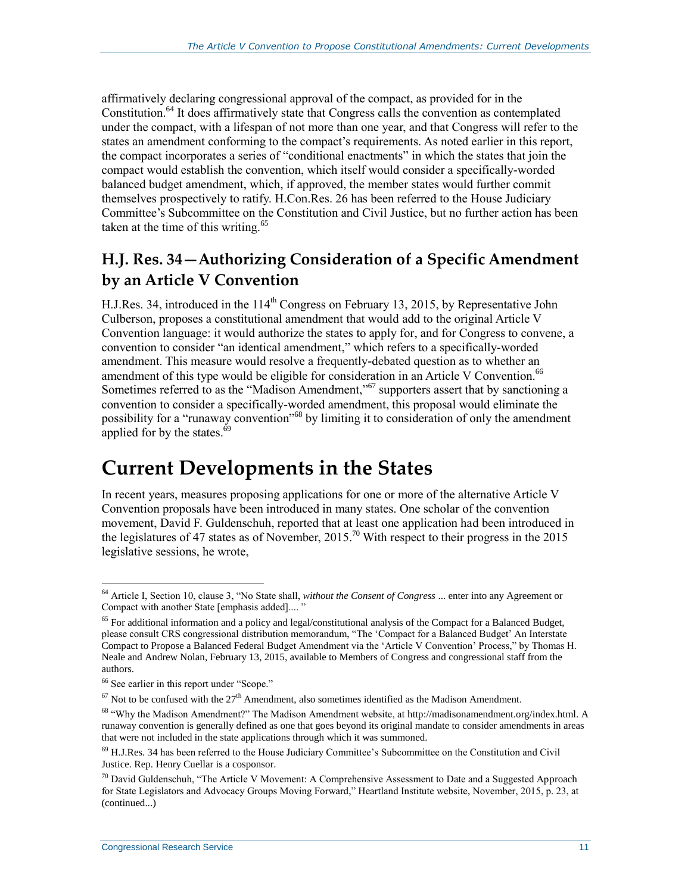affirmatively declaring congressional approval of the compact, as provided for in the Constitution.[64] It does affirmatively state that Congress calls the convention as contemplated under the compact, with a lifespan of not more than one year, and that Congress will refer to the states an amendment conforming to the compact's requirements. As noted earlier in this report, the compact incorporates a series of "conditional enactments" in which the states that join the compact would establish the convention, which itself would consider a specifically-worded balanced budget amendment, which, if approved, the member states would further commit themselves prospectively to ratify. H.Con.Res. 26 has been referred to the House Judiciary Committee's Subcommittee on the Constitution and Civil Justice, but no further action has been taken at the time of this writing.[65]

### H.J. Res. 34—Authorizing Consideration of a Specific Amendment by an Article V Convention

H.J.Res. 34, introduced in the 114th Congress on February 13, 2015, by Representative John Culberson, proposes a constitutional amendment that would add to the original Article V Convention language: it would authorize the states to apply for, and for Congress to convene, a convention to consider "an identical amendment," which refers to a specifically-worded amendment. This measure would resolve a frequently-debated question as to whether an amendment of this type would be eligible for consideration in an Article V Convention.[66] Sometimes referred to as the "Madison Amendment,"[67] supporters assert that by sanctioning a convention to consider a specifically-worded amendment, this proposal would eliminate the possibility for a "runaway convention"[68] by limiting it to consideration of only the amendment applied for by the states.[69]

## Current Developments in the States

In recent years, measures proposing applications for one or more of the alternative Article V Convention proposals have been introduced in many states. One scholar of the convention movement, David F. Guldenschuh, reported that at least one application had been introduced in the legislatures of 47 states as of November, 2015.[70] With respect to their progress in the 2015 legislative sessions, he wrote,

---

[64] Article I, Section 10, clause 3, "No State shall, *without the Consent of Congress* ... enter into any Agreement or Compact with another State [emphasis added].... "

[65] For additional information and a policy and legal/constitutional analysis of the Compact for a Balanced Budget, please consult CRS congressional distribution memorandum, "The 'Compact for a Balanced Budget' An Interstate Compact to Propose a Balanced Federal Budget Amendment via the 'Article V Convention' Process," by Thomas H. Neale and Andrew Nolan, February 13, 2015, available to Members of Congress and congressional staff from the authors.

[66] See earlier in this report under "Scope."

[67] Not to be confused with the 27th Amendment, also sometimes identified as the Madison Amendment.

[68] "Why the Madison Amendment?" The Madison Amendment website, at http://madisonamendment.org/index.html. A runaway convention is generally defined as one that goes beyond its original mandate to consider amendments in areas that were not included in the state applications through which it was summoned.

[69] H.J.Res. 34 has been referred to the House Judiciary Committee's Subcommittee on the Constitution and Civil Justice. Rep. Henry Cuellar is a cosponsor.

[70] David Guldenschuh, "The Article V Movement: A Comprehensive Assessment to Date and a Suggested Approach for State Legislators and Advocacy Groups Moving Forward," Heartland Institute website, November, 2015, p. 23, at (continued...)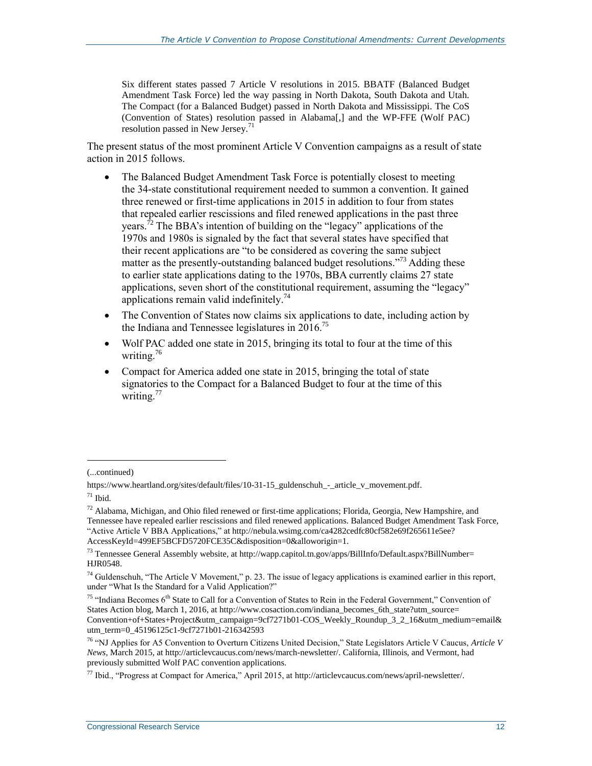> Six different states passed 7 Article V resolutions in 2015. BBATF (Balanced Budget Amendment Task Force) led the way passing in North Dakota, South Dakota and Utah. The Compact (for a Balanced Budget) passed in North Dakota and Mississippi. The CoS (Convention of States) resolution passed in Alabama[,] and the WP-FFE (Wolf PAC) resolution passed in New Jersey.[71]

The present status of the most prominent Article V Convention campaigns as a result of state action in 2015 follows.

- The Balanced Budget Amendment Task Force is potentially closest to meeting the 34-state constitutional requirement needed to summon a convention. It gained three renewed or first-time applications in 2015 in addition to four from states that repealed earlier rescissions and filed renewed applications in the past three years.[72] The BBA's intention of building on the "legacy" applications of the 1970s and 1980s is signaled by the fact that several states have specified that their recent applications are "to be considered as covering the same subject matter as the presently-outstanding balanced budget resolutions."[73] Adding these to earlier state applications dating to the 1970s, BBA currently claims 27 state applications, seven short of the constitutional requirement, assuming the "legacy" applications remain valid indefinitely.[74]
- The Convention of States now claims six applications to date, including action by the Indiana and Tennessee legislatures in 2016.[75]
- Wolf PAC added one state in 2015, bringing its total to four at the time of this writing.[76]
- Compact for America added one state in 2015, bringing the total of state signatories to the Compact for a Balanced Budget to four at the time of this writing.[77]

---

(...continued)

https://www.heartland.org/sites/default/files/10-31-15_guldenschuh_-_article_v_movement.pdf.

[71] Ibid.

[72] Alabama, Michigan, and Ohio filed renewed or first-time applications; Florida, Georgia, New Hampshire, and Tennessee have repealed earlier rescissions and filed renewed applications. Balanced Budget Amendment Task Force, "Active Article V BBA Applications," at http://nebula.wsimg.com/ca4282cedfc80cf582e69f265611e5ee?AccessKeyId=499EF5BCFD5720FCE35C&disposition=0&alloworigin=1.

[73] Tennessee General Assembly website, at http://wapp.capitol.tn.gov/apps/BillInfo/Default.aspx?BillNumber=HJR0548.

[74] Guldenschuh, "The Article V Movement," p. 23. The issue of legacy applications is examined earlier in this report, under "What Is the Standard for a Valid Application?"

[75] "Indiana Becomes 6th State to Call for a Convention of States to Rein in the Federal Government," Convention of States Action blog, March 1, 2016, at http://www.cosaction.com/indiana_becomes_6th_state?utm_source=Convention+of+States+Project&utm_campaign=9cf7271b01-COS_Weekly_Roundup_3_2_16&utm_medium=email&utm_term=0_45196125c1-9cf7271b01-216342593

[76] "NJ Applies for A5 Convention to Overturn Citizens United Decision," State Legislators Article V Caucus, *Article V News*, March 2015, at http://articlevcaucus.com/news/march-newsletter/. California, Illinois, and Vermont, had previously submitted Wolf PAC convention applications.

[77] Ibid., "Progress at Compact for America," April 2015, at http://articlevcaucus.com/news/april-newsletter/.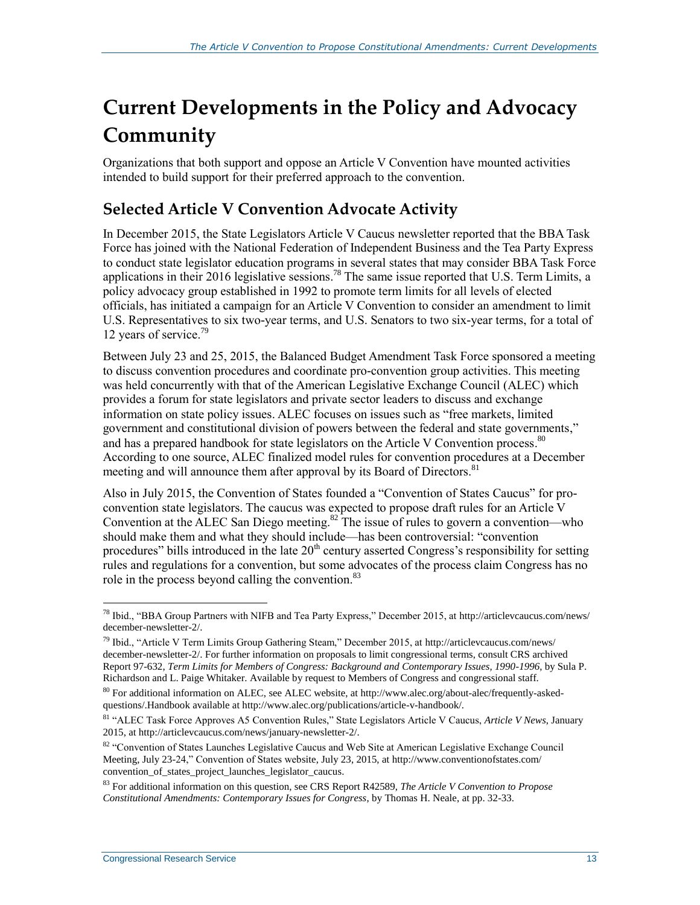# Current Developments in the Policy and Advocacy Community

Organizations that both support and oppose an Article V Convention have mounted activities intended to build support for their preferred approach to the convention.

## Selected Article V Convention Advocate Activity

In December 2015, the State Legislators Article V Caucus newsletter reported that the BBA Task Force has joined with the National Federation of Independent Business and the Tea Party Express to conduct state legislator education programs in several states that may consider BBA Task Force applications in their 2016 legislative sessions.[78] The same issue reported that U.S. Term Limits, a policy advocacy group established in 1992 to promote term limits for all levels of elected officials, has initiated a campaign for an Article V Convention to consider an amendment to limit U.S. Representatives to six two-year terms, and U.S. Senators to two six-year terms, for a total of 12 years of service.[79]

Between July 23 and 25, 2015, the Balanced Budget Amendment Task Force sponsored a meeting to discuss convention procedures and coordinate pro-convention group activities. This meeting was held concurrently with that of the American Legislative Exchange Council (ALEC) which provides a forum for state legislators and private sector leaders to discuss and exchange information on state policy issues. ALEC focuses on issues such as "free markets, limited government and constitutional division of powers between the federal and state governments," and has a prepared handbook for state legislators on the Article V Convention process.[80] According to one source, ALEC finalized model rules for convention procedures at a December meeting and will announce them after approval by its Board of Directors.[81]

Also in July 2015, the Convention of States founded a "Convention of States Caucus" for pro-convention state legislators. The caucus was expected to propose draft rules for an Article V Convention at the ALEC San Diego meeting.[82] The issue of rules to govern a convention—who should make them and what they should include—has been controversial: "convention procedures" bills introduced in the late 20th century asserted Congress's responsibility for setting rules and regulations for a convention, but some advocates of the process claim Congress has no role in the process beyond calling the convention.[83]

---

[78] Ibid., "BBA Group Partners with NIFB and Tea Party Express," December 2015, at http://articlevcaucus.com/news/december-newsletter-2/.

[79] Ibid., "Article V Term Limits Group Gathering Steam," December 2015, at http://articlevcaucus.com/news/december-newsletter-2/. For further information on proposals to limit congressional terms, consult CRS archived Report 97-632, *Term Limits for Members of Congress: Background and Contemporary Issues, 1990-1996*, by Sula P. Richardson and L. Paige Whitaker. Available by request to Members of Congress and congressional staff.

[80] For additional information on ALEC, see ALEC website, at http://www.alec.org/about-alec/frequently-asked-questions/.Handbook available at http://www.alec.org/publications/article-v-handbook/.

[81] "ALEC Task Force Approves A5 Convention Rules," State Legislators Article V Caucus, *Article V News*, January 2015, at http://articlevcaucus.com/news/january-newsletter-2/.

[82] "Convention of States Launches Legislative Caucus and Web Site at American Legislative Exchange Council Meeting, July 23-24," Convention of States website, July 23, 2015, at http://www.conventionofstates.com/convention_of_states_project_launches_legislator_caucus.

[83] For additional information on this question, see CRS Report R42589, *The Article V Convention to Propose Constitutional Amendments: Contemporary Issues for Congress*, by Thomas H. Neale, at pp. 32-33.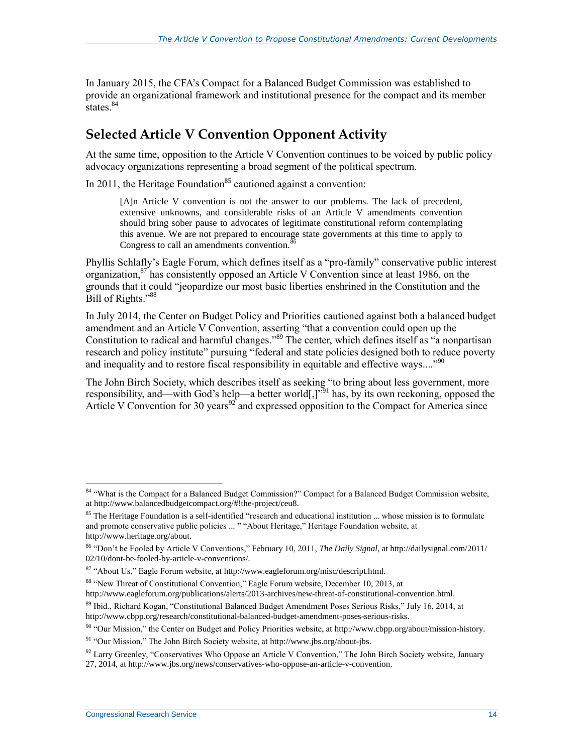In January 2015, the CFA's Compact for a Balanced Budget Commission was established to provide an organizational framework and institutional presence for the compact and its member states.[84]

## Selected Article V Convention Opponent Activity

At the same time, opposition to the Article V Convention continues to be voiced by public policy advocacy organizations representing a broad segment of the political spectrum.

In 2011, the Heritage Foundation[85] cautioned against a convention:

> [A]n Article V convention is not the answer to our problems. The lack of precedent, extensive unknowns, and considerable risks of an Article V amendments convention should bring sober pause to advocates of legitimate constitutional reform contemplating this avenue. We are not prepared to encourage state governments at this time to apply to Congress to call an amendments convention.[86]

Phyllis Schlafly's Eagle Forum, which defines itself as a "pro-family" conservative public interest organization,[87] has consistently opposed an Article V Convention since at least 1986, on the grounds that it could "jeopardize our most basic liberties enshrined in the Constitution and the Bill of Rights."[88]

In July 2014, the Center on Budget Policy and Priorities cautioned against both a balanced budget amendment and an Article V Convention, asserting "that a convention could open up the Constitution to radical and harmful changes."[89] The center, which defines itself as "a nonpartisan research and policy institute" pursuing "federal and state policies designed both to reduce poverty and inequality and to restore fiscal responsibility in equitable and effective ways...."[90]

The John Birch Society, which describes itself as seeking "to bring about less government, more responsibility, and—with God's help—a better world[,]"[91] has, by its own reckoning, opposed the Article V Convention for 30 years[92] and expressed opposition to the Compact for America since

---

[84] "What is the Compact for a Balanced Budget Commission?" Compact for a Balanced Budget Commission website, at http://www.balancedbudgetcompact.org/#!the-project/ceu8.

[85] The Heritage Foundation is a self-identified "research and educational institution ... whose mission is to formulate and promote conservative public policies ... " "About Heritage," Heritage Foundation website, at http://www.heritage.org/about.

[86] "Don't be Fooled by Article V Conventions," February 10, 2011, *The Daily Signal*, at http://dailysignal.com/2011/02/10/dont-be-fooled-by-article-v-conventions/.

[87] "About Us," Eagle Forum website, at http://www.eagleforum.org/misc/descript.html.

[88] "New Threat of Constitutional Convention," Eagle Forum website, December 10, 2013, at http://www.eagleforum.org/publications/alerts/2013-archives/new-threat-of-constitutional-convention.html.

[89] Ibid., Richard Kogan, "Constitutional Balanced Budget Amendment Poses Serious Risks," July 16, 2014, at http://www.cbpp.org/research/constitutional-balanced-budget-amendment-poses-serious-risks.

[90] "Our Mission," the Center on Budget and Policy Priorities website, at http://www.cbpp.org/about/mission-history.

[91] "Our Mission," The John Birch Society website, at http://www.jbs.org/about-jbs.

[92] Larry Greenley, "Conservatives Who Oppose an Article V Convention," The John Birch Society website, January 27, 2014, at http://www.jbs.org/news/conservatives-who-oppose-an-article-v-convention.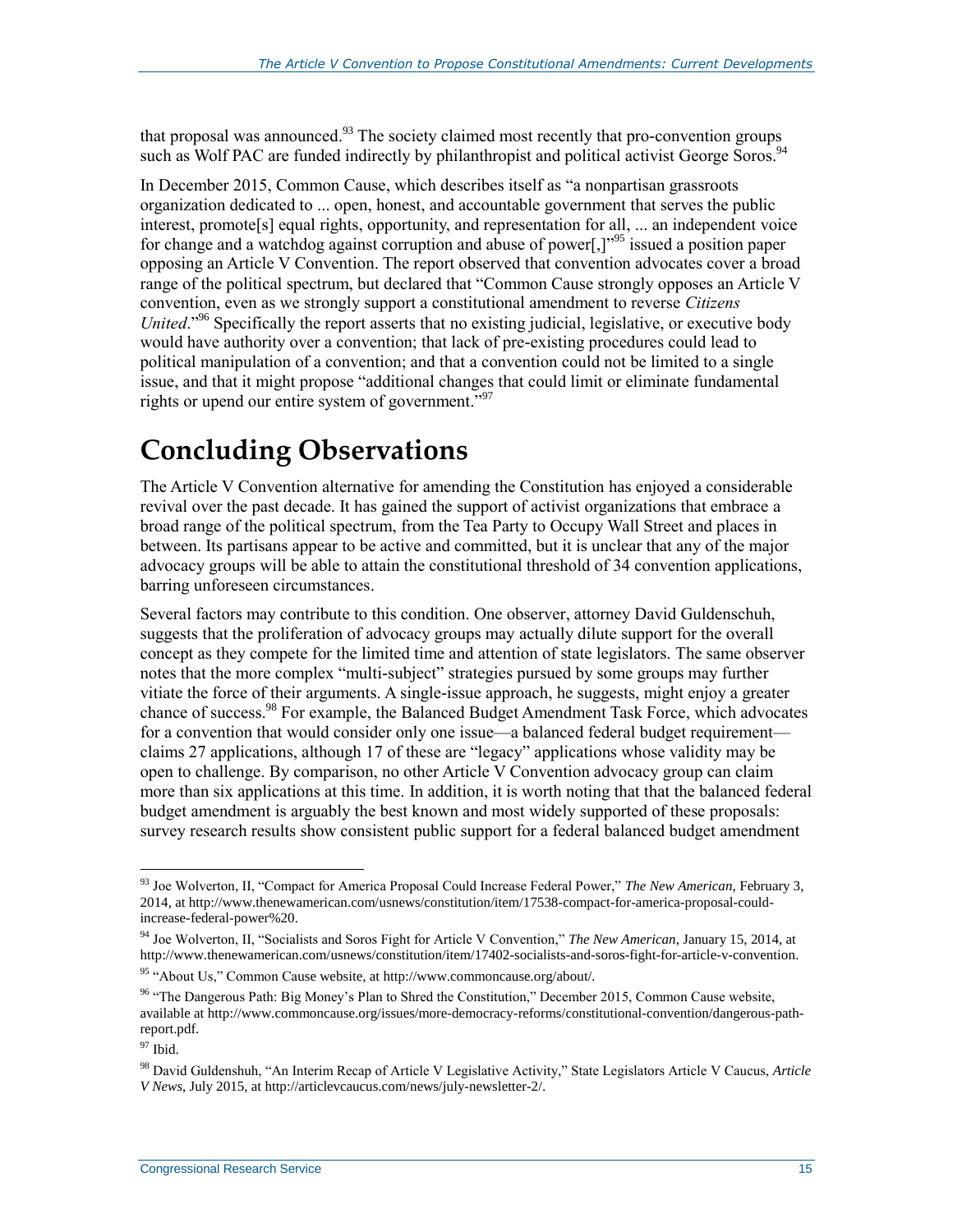that proposal was announced.[93] The society claimed most recently that pro-convention groups such as Wolf PAC are funded indirectly by philanthropist and political activist George Soros.[94]

In December 2015, Common Cause, which describes itself as "a nonpartisan grassroots organization dedicated to ... open, honest, and accountable government that serves the public interest, promote[s] equal rights, opportunity, and representation for all, ... an independent voice for change and a watchdog against corruption and abuse of power[,]"[95] issued a position paper opposing an Article V Convention. The report observed that convention advocates cover a broad range of the political spectrum, but declared that "Common Cause strongly opposes an Article V convention, even as we strongly support a constitutional amendment to reverse *Citizens United*."[96] Specifically the report asserts that no existing judicial, legislative, or executive body would have authority over a convention; that lack of pre-existing procedures could lead to political manipulation of a convention; and that a convention could not be limited to a single issue, and that it might propose "additional changes that could limit or eliminate fundamental rights or upend our entire system of government."[97]

# Concluding Observations

The Article V Convention alternative for amending the Constitution has enjoyed a considerable revival over the past decade. It has gained the support of activist organizations that embrace a broad range of the political spectrum, from the Tea Party to Occupy Wall Street and places in between. Its partisans appear to be active and committed, but it is unclear that any of the major advocacy groups will be able to attain the constitutional threshold of 34 convention applications, barring unforeseen circumstances.

Several factors may contribute to this condition. One observer, attorney David Guldenschuh, suggests that the proliferation of advocacy groups may actually dilute support for the overall concept as they compete for the limited time and attention of state legislators. The same observer notes that the more complex "multi-subject" strategies pursued by some groups may further vitiate the force of their arguments. A single-issue approach, he suggests, might enjoy a greater chance of success.[98] For example, the Balanced Budget Amendment Task Force, which advocates for a convention that would consider only one issue—a balanced federal budget requirement—claims 27 applications, although 17 of these are "legacy" applications whose validity may be open to challenge. By comparison, no other Article V Convention advocacy group can claim more than six applications at this time. In addition, it is worth noting that that the balanced federal budget amendment is arguably the best known and most widely supported of these proposals: survey research results show consistent public support for a federal balanced budget amendment

---

[93] Joe Wolverton, II, "Compact for America Proposal Could Increase Federal Power," *The New American*, February 3, 2014, at http://www.thenewamerican.com/usnews/constitution/item/17538-compact-for-america-proposal-could-increase-federal-power%20.

[94] Joe Wolverton, II, "Socialists and Soros Fight for Article V Convention," *The New American*, January 15, 2014, at http://www.thenewamerican.com/usnews/constitution/item/17402-socialists-and-soros-fight-for-article-v-convention.

[95] "About Us," Common Cause website, at http://www.commoncause.org/about/.

[96] "The Dangerous Path: Big Money's Plan to Shred the Constitution," December 2015, Common Cause website, available at http://www.commoncause.org/issues/more-democracy-reforms/constitutional-convention/dangerous-path-report.pdf.

[97] Ibid.

[98] David Guldenshuh, "An Interim Recap of Article V Legislative Activity," State Legislators Article V Caucus, *Article V News*, July 2015, at http://articlevcaucus.com/news/july-newsletter-2/.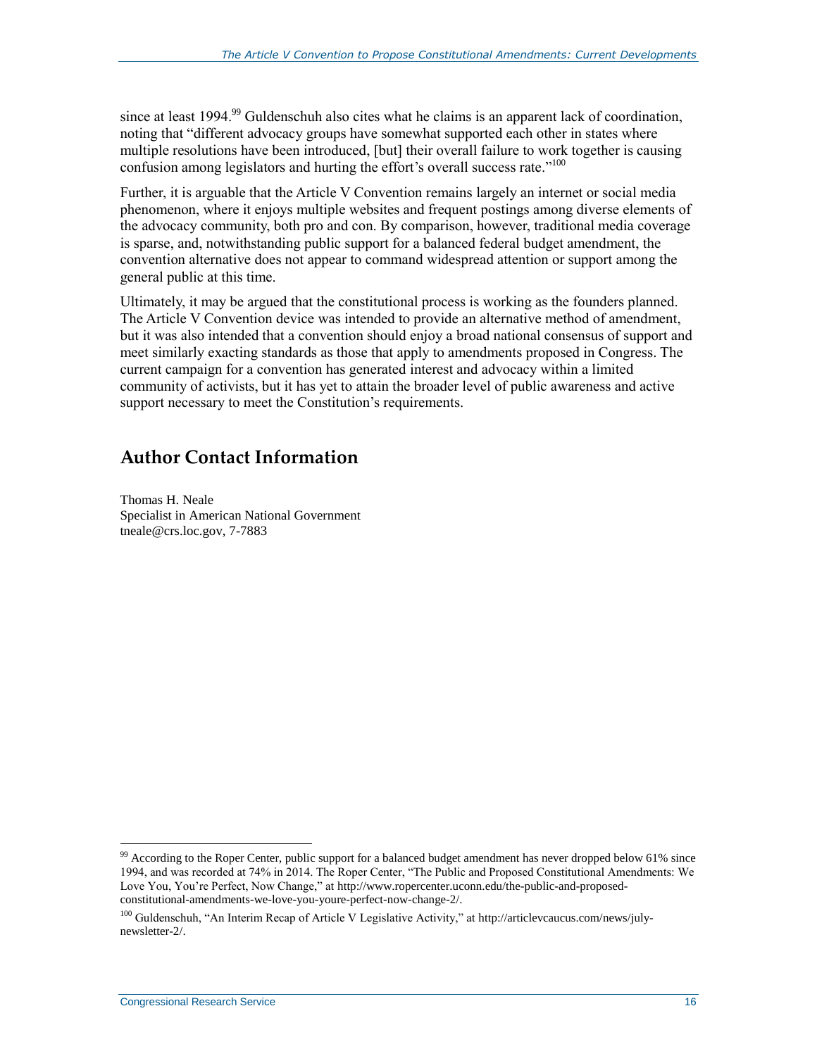since at least 1994.[99] Guldenschuh also cites what he claims is an apparent lack of coordination, noting that "different advocacy groups have somewhat supported each other in states where multiple resolutions have been introduced, [but] their overall failure to work together is causing confusion among legislators and hurting the effort's overall success rate."[100]

Further, it is arguable that the Article V Convention remains largely an internet or social media phenomenon, where it enjoys multiple websites and frequent postings among diverse elements of the advocacy community, both pro and con. By comparison, however, traditional media coverage is sparse, and, notwithstanding public support for a balanced federal budget amendment, the convention alternative does not appear to command widespread attention or support among the general public at this time.

Ultimately, it may be argued that the constitutional process is working as the founders planned. The Article V Convention device was intended to provide an alternative method of amendment, but it was also intended that a convention should enjoy a broad national consensus of support and meet similarly exacting standards as those that apply to amendments proposed in Congress. The current campaign for a convention has generated interest and advocacy within a limited community of activists, but it has yet to attain the broader level of public awareness and active support necessary to meet the Constitution's requirements.

## Author Contact Information

Thomas H. Neale
Specialist in American National Government
tneale@crs.loc.gov, 7-7883

[99] According to the Roper Center, public support for a balanced budget amendment has never dropped below 61% since 1994, and was recorded at 74% in 2014. The Roper Center, "The Public and Proposed Constitutional Amendments: We Love You, You're Perfect, Now Change," at http://www.ropercenter.uconn.edu/the-public-and-proposed-constitutional-amendments-we-love-you-youre-perfect-now-change-2/.

[100] Guldenschuh, "An Interim Recap of Article V Legislative Activity," at http://articlevcaucus.com/news/july-newsletter-2/.